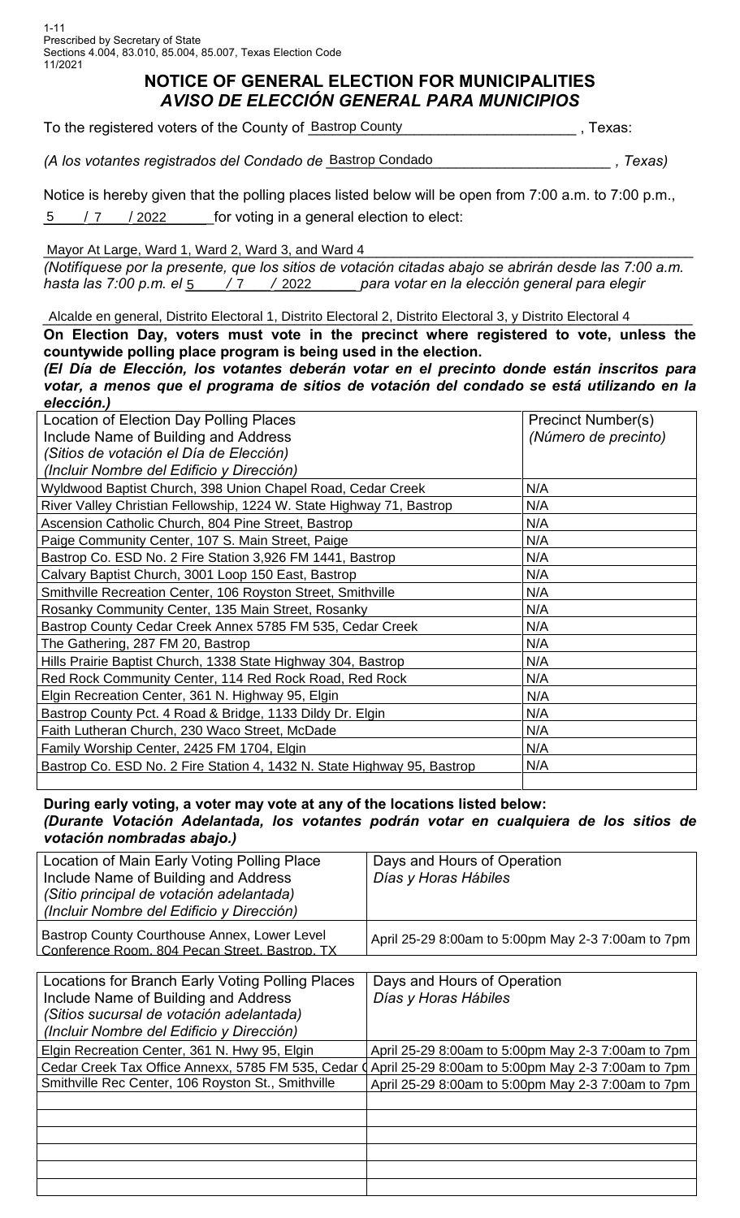1-11
Prescribed by Secretary of State
Sections 4.004, 83.010, 85.004, 85.007, Texas Election Code
11/2021

# NOTICE OF GENERAL ELECTION FOR MUNICIPALITIES
## *AVISO DE ELECCIÓN GENERAL PARA MUNICIPIOS*

To the registered voters of the County of Bastrop County, Texas:

*(A los votantes registrados del Condado de* Bastrop Condado*, Texas)*

Notice is hereby given that the polling places listed below will be open from 7:00 a.m. to 7:00 p.m., 5 / 7 / 2022 for voting in a general election to elect:

Mayor At Large, Ward 1, Ward 2, Ward 3, and Ward 4

*(Notifíquese por la presente, que los sitios de votación citadas abajo se abrirán desde las 7:00 a.m. hasta las 7:00 p.m. el* 5 / 7 / 2022 *para votar en la elección general para elegir*

Alcalde en general, Distrito Electoral 1, Distrito Electoral 2, Distrito Electoral 3, y Distrito Electoral 4

**On Election Day, voters must vote in the precinct where registered to vote, unless the countywide polling place program is being used in the election.**

***(El Día de Elección, los votantes deberán votar en el precinto donde están inscritos para votar, a menos que el programa de sitios de votación del condado se está utilizando en la elección.)***

| Location of Election Day Polling Places<br>Include Name of Building and Address<br>*(Sitios de votación el Día de Elección)*<br>*(Incluir Nombre del Edificio y Dirección)* | Precinct Number(s)<br>*(Número de precinto)* |
|---|---|
| Wyldwood Baptist Church, 398 Union Chapel Road, Cedar Creek | N/A |
| River Valley Christian Fellowship, 1224 W. State Highway 71, Bastrop | N/A |
| Ascension Catholic Church, 804 Pine Street, Bastrop | N/A |
| Paige Community Center, 107 S. Main Street, Paige | N/A |
| Bastrop Co. ESD No. 2 Fire Station 3,926 FM 1441, Bastrop | N/A |
| Calvary Baptist Church, 3001 Loop 150 East, Bastrop | N/A |
| Smithville Recreation Center, 106 Royston Street, Smithville | N/A |
| Rosanky Community Center, 135 Main Street, Rosanky | N/A |
| Bastrop County Cedar Creek Annex 5785 FM 535, Cedar Creek | N/A |
| The Gathering, 287 FM 20, Bastrop | N/A |
| Hills Prairie Baptist Church, 1338 State Highway 304, Bastrop | N/A |
| Red Rock Community Center, 114 Red Rock Road, Red Rock | N/A |
| Elgin Recreation Center, 361 N. Highway 95, Elgin | N/A |
| Bastrop County Pct. 4 Road & Bridge, 1133 Dildy Dr. Elgin | N/A |
| Faith Lutheran Church, 230 Waco Street, McDade | N/A |
| Family Worship Center, 2425 FM 1704, Elgin | N/A |
| Bastrop Co. ESD No. 2 Fire Station 4, 1432 N. State Highway 95, Bastrop | N/A |
| | |

**During early voting, a voter may vote at any of the locations listed below:**

***(Durante Votación Adelantada, los votantes podrán votar en cualquiera de los sitios de votación nombradas abajo.)***

| Location of Main Early Voting Polling Place<br>Include Name of Building and Address<br>*(Sitio principal de votación adelantada)*<br>*(Incluir Nombre del Edificio y Dirección)* | Days and Hours of Operation<br>*Días y Horas Hábiles* |
|---|---|
| Bastrop County Courthouse Annex, Lower Level Conference Room, 804 Pecan Street, Bastrop, TX | April 25-29 8:00am to 5:00pm May 2-3 7:00am to 7pm |

| Locations for Branch Early Voting Polling Places<br>Include Name of Building and Address<br>*(Sitios sucursal de votación adelantada)*<br>*(Incluir Nombre del Edificio y Dirección)* | Days and Hours of Operation<br>*Días y Horas Hábiles* |
|---|---|
| Elgin Recreation Center, 361 N. Hwy 95, Elgin | April 25-29 8:00am to 5:00pm May 2-3 7:00am to 7pm |
| Cedar Creek Tax Office Annexx, 5785 FM 535, Cedar C | April 25-29 8:00am to 5:00pm May 2-3 7:00am to 7pm |
| Smithville Rec Center, 106 Royston St., Smithville | April 25-29 8:00am to 5:00pm May 2-3 7:00am to 7pm |
| | |
| | |
| | |
| | |
| | |
| | |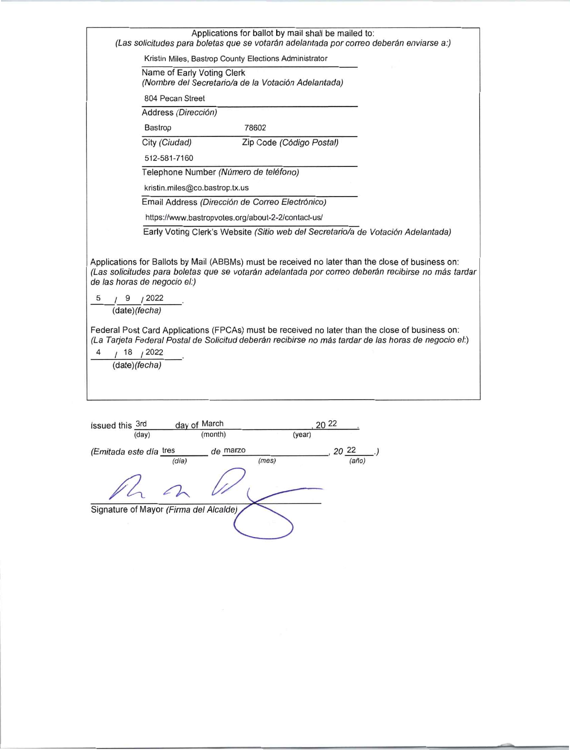Applications for ballot by mail shall be mailed to:
*(Las solicitudes para boletas que se votarán adelantada por correo deberán enviarse a:)*

Kristin Miles, Bastrop County Elections Administrator

Name of Early Voting Clerk
*(Nombre del Secretario/a de la Votación Adelantada)*

804 Pecan Street

Address *(Dirección)*

Bastrop 78602

City *(Ciudad)* Zip Code *(Código Postal)*

512-581-7160

Telephone Number *(Número de teléfono)*

kristin.miles@co.bastrop.tx.us

Email Address *(Dirección de Correo Electrónico)*

https://www.bastropvotes.org/about-2-2/contact-us/

Early Voting Clerk's Website *(Sitio web del Secretario/a de Votación Adelantada)*

Applications for Ballots by Mail (ABBMs) must be received no later than the close of business on:
*(Las solicitudes para boletas que se votarán adelantada por correo deberán recibirse no más tardar de las horas de negocio el:)*

5 / 9 / 2022.
(date)*(fecha)*

Federal Post Card Applications (FPCAs) must be received no later than the close of business on:
*(La Tarjeta Federal Postal de Solicitud deberán recibirse no más tardar de las horas de negocio el:)*

4 / 18 / 2022.
(date)*(fecha)*

Issued this 3rd (day) day of March (month), 20 22 (year).

*(Emitada este día* tres *(día)* *de* marzo *(mes)*, *20* 22 *(año).)*

Signature of Mayor *(Firma del Alcalde)*